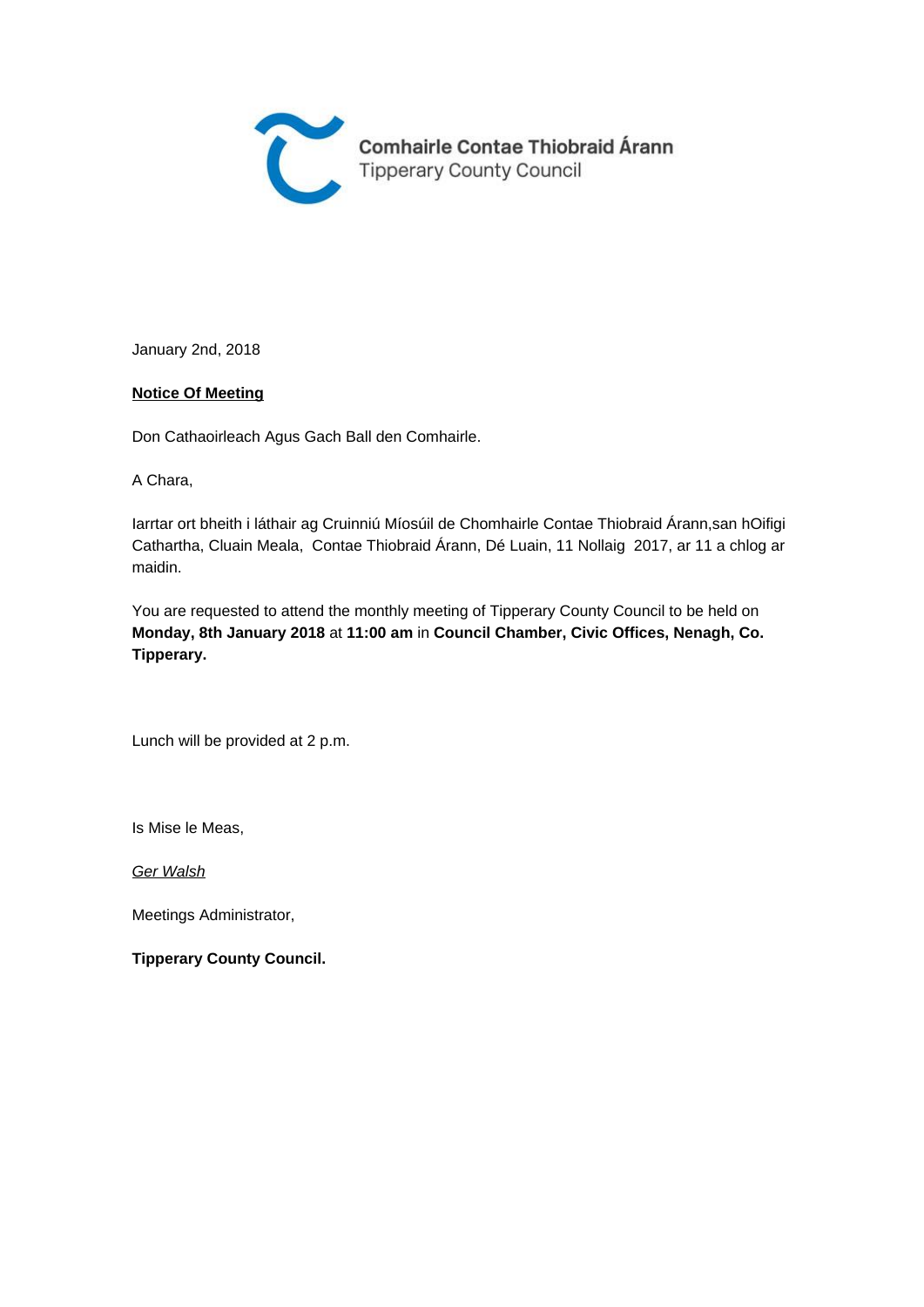Comhairle Contae Thiobraid Árann
Tipperary County Council

January 2nd, 2018

**Notice Of Meeting**

Don Cathaoirleach Agus Gach Ball den Comhairle.

A Chara,

Iarrtar ort bheith i láthair ag Cruinniú Míosúil de Chomhairle Contae Thiobraid Árann,san hOifigi Cathartha, Cluain Meala, Contae Thiobraid Árann, Dé Luain, 11 Nollaig 2017, ar 11 a chlog ar maidin.

You are requested to attend the monthly meeting of Tipperary County Council to be held on **Monday, 8th January 2018** at **11:00 am** in **Council Chamber, Civic Offices, Nenagh, Co. Tipperary.**

Lunch will be provided at 2 p.m.

Is Mise le Meas,

*Ger Walsh*

Meetings Administrator,

**Tipperary County Council.**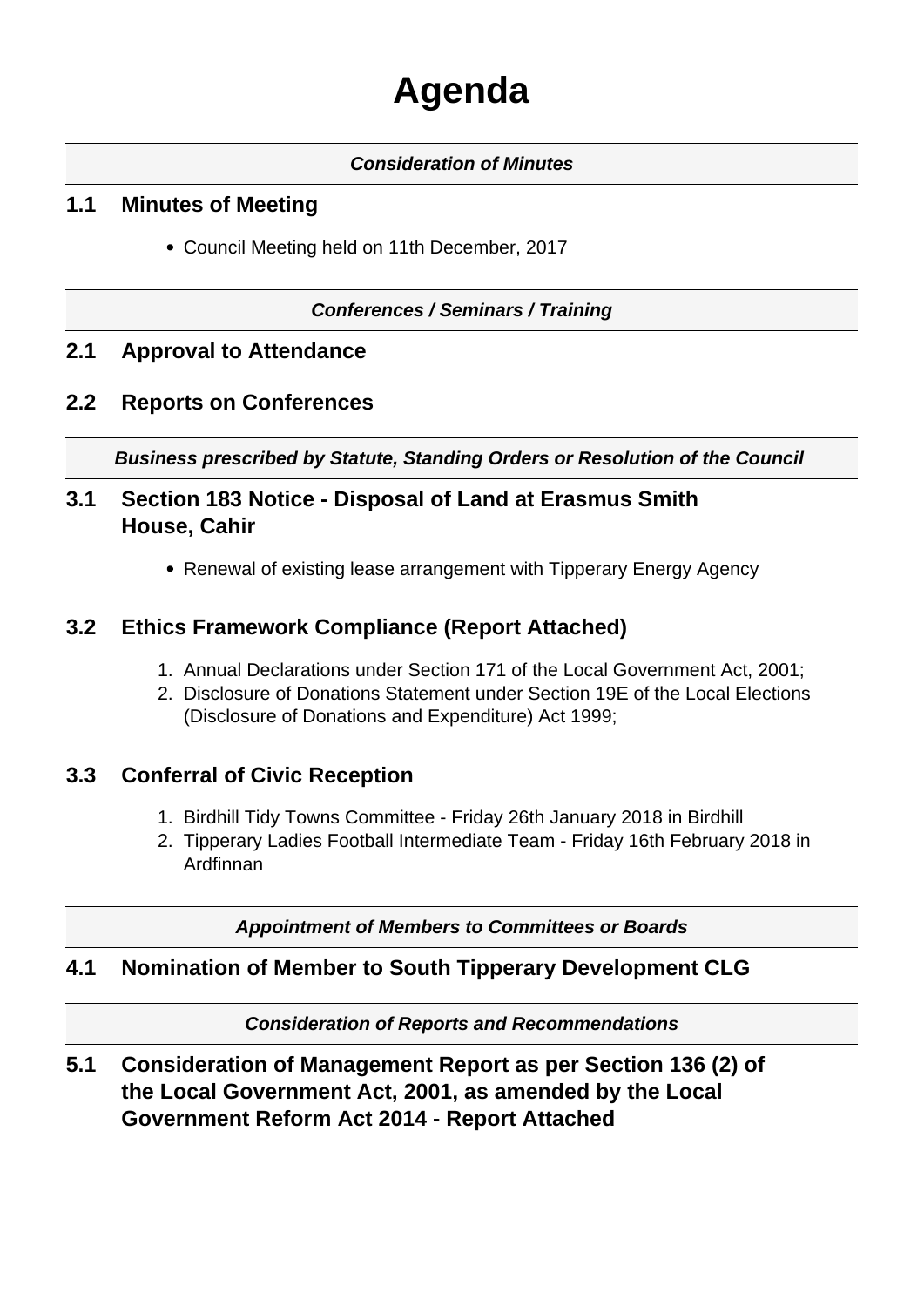# Agenda

***Consideration of Minutes***

## 1.1 Minutes of Meeting

- Council Meeting held on 11th December, 2017

***Conferences / Seminars / Training***

## 2.1 Approval to Attendance

## 2.2 Reports on Conferences

***Business prescribed by Statute, Standing Orders or Resolution of the Council***

## 3.1 Section 183 Notice - Disposal of Land at Erasmus Smith House, Cahir

- Renewal of existing lease arrangement with Tipperary Energy Agency

## 3.2 Ethics Framework Compliance (Report Attached)

1. Annual Declarations under Section 171 of the Local Government Act, 2001;
2. Disclosure of Donations Statement under Section 19E of the Local Elections (Disclosure of Donations and Expenditure) Act 1999;

## 3.3 Conferral of Civic Reception

1. Birdhill Tidy Towns Committee - Friday 26th January 2018 in Birdhill
2. Tipperary Ladies Football Intermediate Team - Friday 16th February 2018 in Ardfinnan

***Appointment of Members to Committees or Boards***

## 4.1 Nomination of Member to South Tipperary Development CLG

***Consideration of Reports and Recommendations***

## 5.1 Consideration of Management Report as per Section 136 (2) of the Local Government Act, 2001, as amended by the Local Government Reform Act 2014 - Report Attached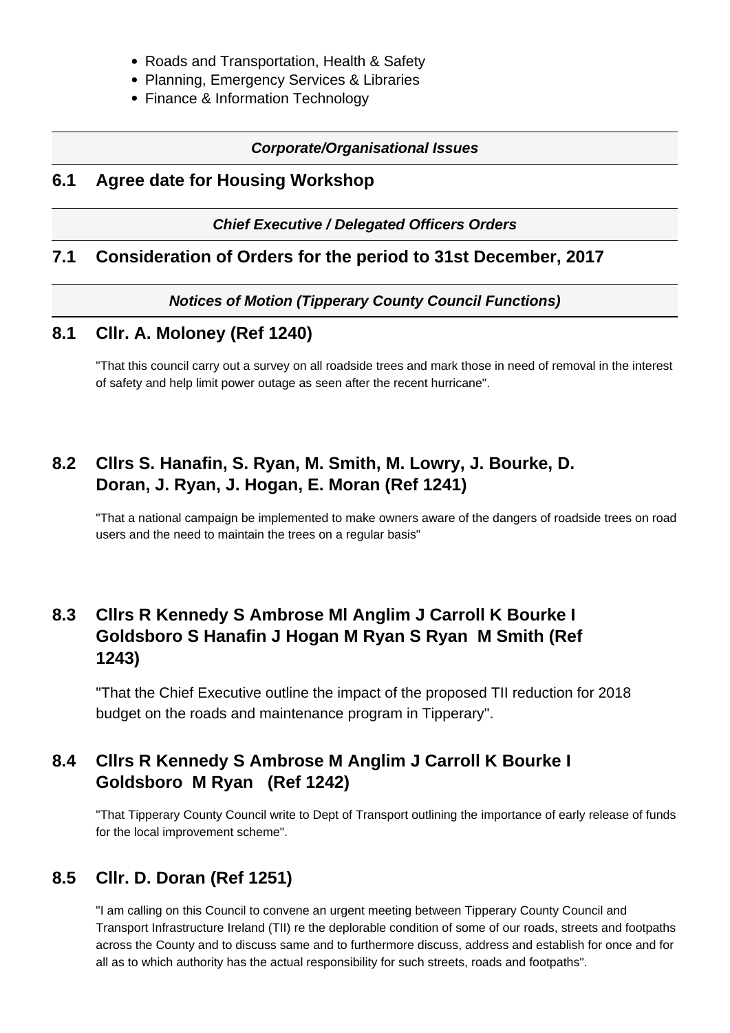- Roads and Transportation, Health & Safety
- Planning, Emergency Services & Libraries
- Finance & Information Technology

***Corporate/Organisational Issues***

## 6.1 Agree date for Housing Workshop

***Chief Executive / Delegated Officers Orders***

## 7.1 Consideration of Orders for the period to 31st December, 2017

***Notices of Motion (Tipperary County Council Functions)***

## 8.1 Cllr. A. Moloney (Ref 1240)

"That this council carry out a survey on all roadside trees and mark those in need of removal in the interest of safety and help limit power outage as seen after the recent hurricane".

## 8.2 Cllrs S. Hanafin, S. Ryan, M. Smith, M. Lowry, J. Bourke, D. Doran, J. Ryan, J. Hogan, E. Moran (Ref 1241)

"That a national campaign be implemented to make owners aware of the dangers of roadside trees on road users and the need to maintain the trees on a regular basis"

## 8.3 Cllrs R Kennedy S Ambrose Ml Anglim J Carroll K Bourke I Goldsboro S Hanafin J Hogan M Ryan S Ryan M Smith (Ref 1243)

"That the Chief Executive outline the impact of the proposed TII reduction for 2018 budget on the roads and maintenance program in Tipperary".

## 8.4 Cllrs R Kennedy S Ambrose M Anglim J Carroll K Bourke I Goldsboro M Ryan (Ref 1242)

"That Tipperary County Council write to Dept of Transport outlining the importance of early release of funds for the local improvement scheme".

## 8.5 Cllr. D. Doran (Ref 1251)

"I am calling on this Council to convene an urgent meeting between Tipperary County Council and Transport Infrastructure Ireland (TII) re the deplorable condition of some of our roads, streets and footpaths across the County and to discuss same and to furthermore discuss, address and establish for once and for all as to which authority has the actual responsibility for such streets, roads and footpaths".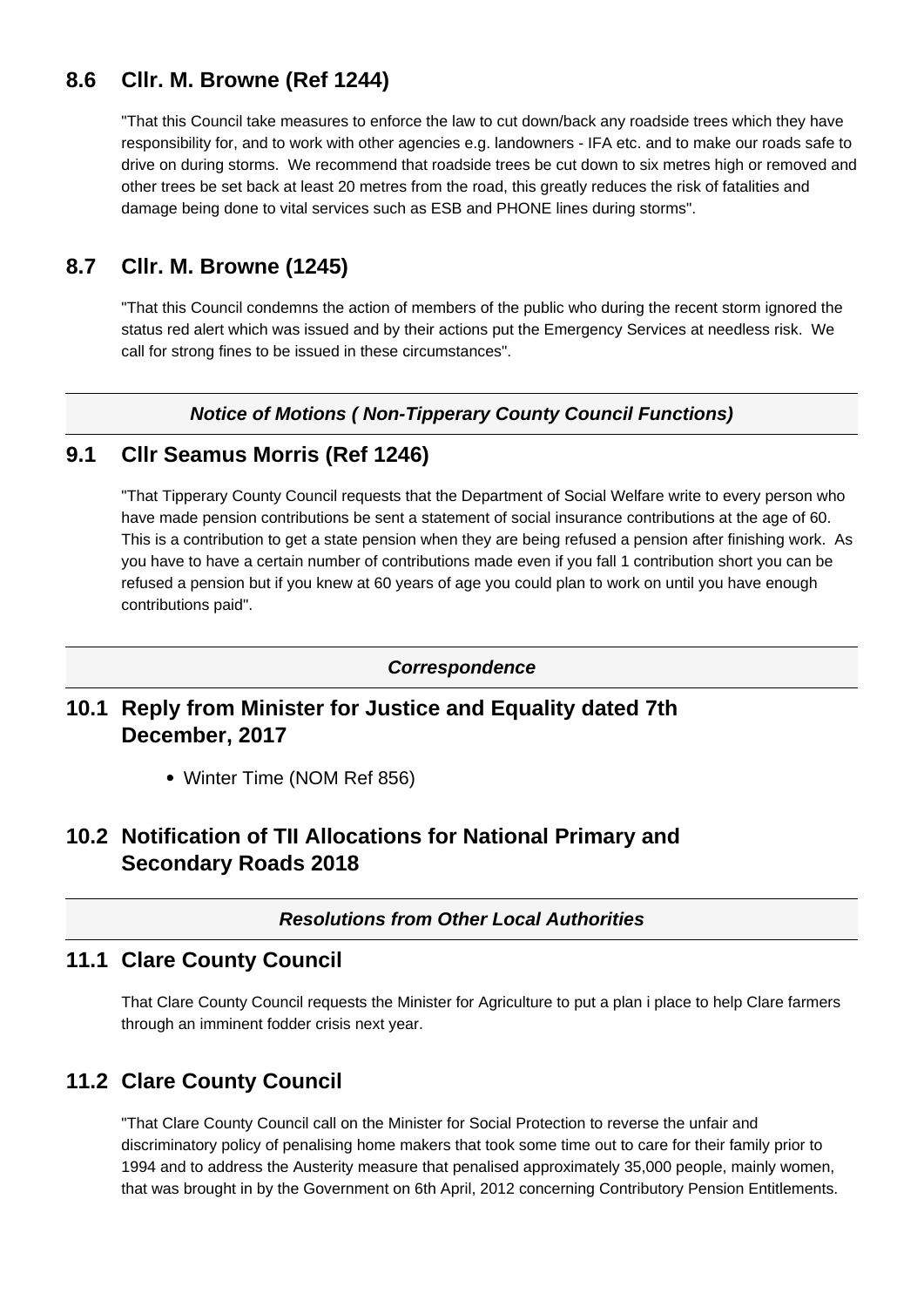## 8.6 Cllr. M. Browne (Ref 1244)

"That this Council take measures to enforce the law to cut down/back any roadside trees which they have responsibility for, and to work with other agencies e.g. landowners - IFA etc. and to make our roads safe to drive on during storms. We recommend that roadside trees be cut down to six metres high or removed and other trees be set back at least 20 metres from the road, this greatly reduces the risk of fatalities and damage being done to vital services such as ESB and PHONE lines during storms".

## 8.7 Cllr. M. Browne (1245)

"That this Council condemns the action of members of the public who during the recent storm ignored the status red alert which was issued and by their actions put the Emergency Services at needless risk. We call for strong fines to be issued in these circumstances".

***Notice of Motions ( Non-Tipperary County Council Functions)***

## 9.1 Cllr Seamus Morris (Ref 1246)

"That Tipperary County Council requests that the Department of Social Welfare write to every person who have made pension contributions be sent a statement of social insurance contributions at the age of 60. This is a contribution to get a state pension when they are being refused a pension after finishing work. As you have to have a certain number of contributions made even if you fall 1 contribution short you can be refused a pension but if you knew at 60 years of age you could plan to work on until you have enough contributions paid".

***Correspondence***

## 10.1 Reply from Minister for Justice and Equality dated 7th December, 2017

- Winter Time (NOM Ref 856)

## 10.2 Notification of TII Allocations for National Primary and Secondary Roads 2018

***Resolutions from Other Local Authorities***

## 11.1 Clare County Council

That Clare County Council requests the Minister for Agriculture to put a plan i place to help Clare farmers through an imminent fodder crisis next year.

## 11.2 Clare County Council

"That Clare County Council call on the Minister for Social Protection to reverse the unfair and discriminatory policy of penalising home makers that took some time out to care for their family prior to 1994 and to address the Austerity measure that penalised approximately 35,000 people, mainly women, that was brought in by the Government on 6th April, 2012 concerning Contributory Pension Entitlements.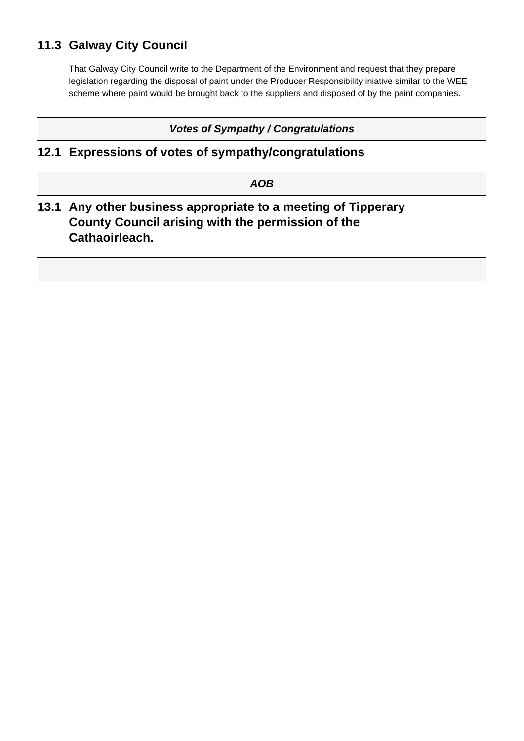## 11.3 Galway City Council

That Galway City Council write to the Department of the Environment and request that they prepare legislation regarding the disposal of paint under the Producer Responsibility iniative similar to the WEE scheme where paint would be brought back to the suppliers and disposed of by the paint companies.

***Votes of Sympathy / Congratulations***

## 12.1 Expressions of votes of sympathy/congratulations

***AOB***

## 13.1 Any other business appropriate to a meeting of Tipperary County Council arising with the permission of the Cathaoirleach.